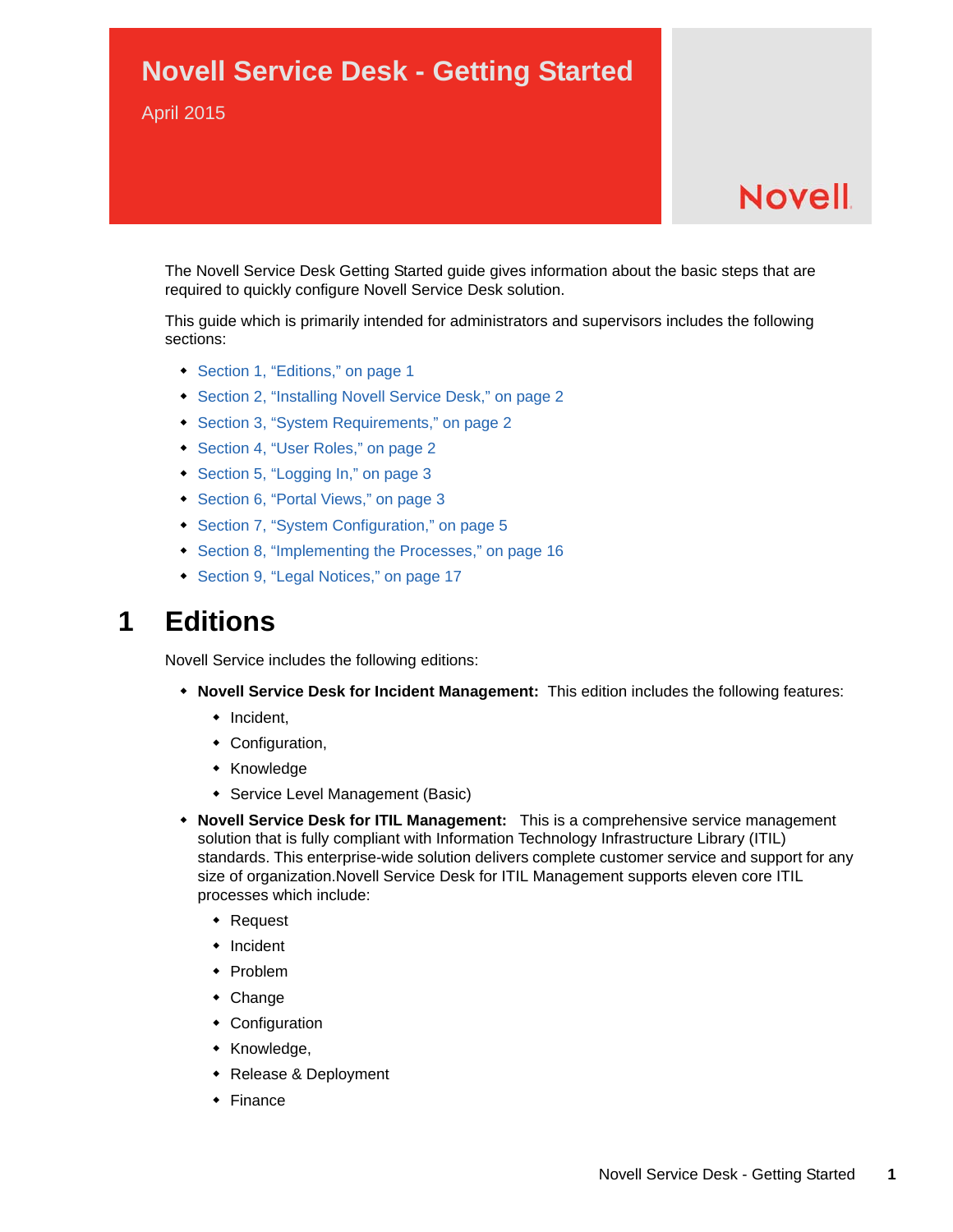# Novell Service Desk - Getting Started

April 2015

Novell

The Novell Service Desk Getting Started guide gives information about the basic steps that are required to quickly configure Novell Service Desk solution.

This guide which is primarily intended for administrators and supervisors includes the following sections:

- Section 1, "Editions," on page 1
- Section 2, "Installing Novell Service Desk," on page 2
- Section 3, "System Requirements," on page 2
- Section 4, "User Roles," on page 2
- Section 5, "Logging In," on page 3
- Section 6, "Portal Views," on page 3
- Section 7, "System Configuration," on page 5
- Section 8, "Implementing the Processes," on page 16
- Section 9, "Legal Notices," on page 17

## 1 Editions

Novell Service includes the following editions:

- **Novell Service Desk for Incident Management:** This edition includes the following features:
  - Incident,
  - Configuration,
  - Knowledge
  - Service Level Management (Basic)
- **Novell Service Desk for ITIL Management:** This is a comprehensive service management solution that is fully compliant with Information Technology Infrastructure Library (ITIL) standards. This enterprise-wide solution delivers complete customer service and support for any size of organization.Novell Service Desk for ITIL Management supports eleven core ITIL processes which include:
  - Request
  - Incident
  - Problem
  - Change
  - Configuration
  - Knowledge,
  - Release & Deployment
  - Finance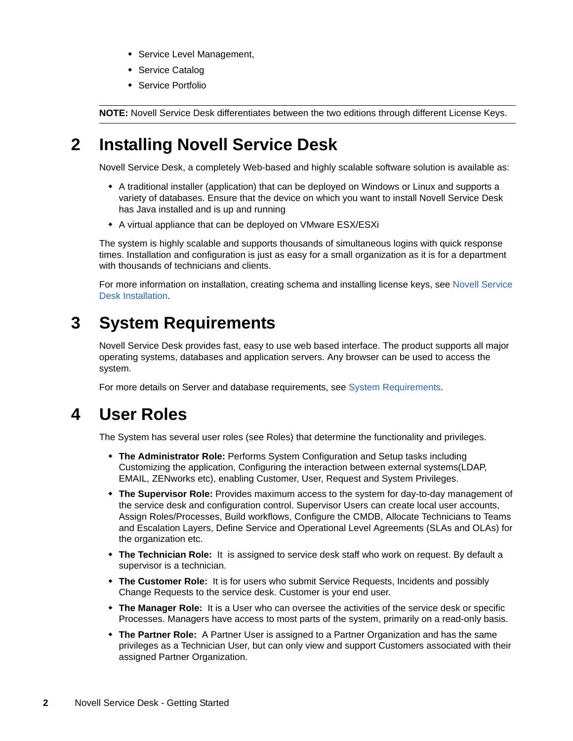- Service Level Management,
- Service Catalog
- Service Portfolio

**NOTE:** Novell Service Desk differentiates between the two editions through different License Keys.

# 2 Installing Novell Service Desk

Novell Service Desk, a completely Web-based and highly scalable software solution is available as:

- A traditional installer (application) that can be deployed on Windows or Linux and supports a variety of databases. Ensure that the device on which you want to install Novell Service Desk has Java installed and is up and running
- A virtual appliance that can be deployed on VMware ESX/ESXi

The system is highly scalable and supports thousands of simultaneous logins with quick response times. Installation and configuration is just as easy for a small organization as it is for a department with thousands of technicians and clients.

For more information on installation, creating schema and installing license keys, see Novell Service Desk Installation.

# 3 System Requirements

Novell Service Desk provides fast, easy to use web based interface. The product supports all major operating systems, databases and application servers. Any browser can be used to access the system.

For more details on Server and database requirements, see System Requirements.

# 4 User Roles

The System has several user roles (see Roles) that determine the functionality and privileges.

- **The Administrator Role:** Performs System Configuration and Setup tasks including Customizing the application, Configuring the interaction between external systems(LDAP, EMAIL, ZENworks etc), enabling Customer, User, Request and System Privileges.
- **The Supervisor Role:** Provides maximum access to the system for day-to-day management of the service desk and configuration control. Supervisor Users can create local user accounts, Assign Roles/Processes, Build workflows, Configure the CMDB, Allocate Technicians to Teams and Escalation Layers, Define Service and Operational Level Agreements (SLAs and OLAs) for the organization etc.
- **The Technician Role:** It is assigned to service desk staff who work on request. By default a supervisor is a technician.
- **The Customer Role:** It is for users who submit Service Requests, Incidents and possibly Change Requests to the service desk. Customer is your end user.
- **The Manager Role:** It is a User who can oversee the activities of the service desk or specific Processes. Managers have access to most parts of the system, primarily on a read-only basis.
- **The Partner Role:** A Partner User is assigned to a Partner Organization and has the same privileges as a Technician User, but can only view and support Customers associated with their assigned Partner Organization.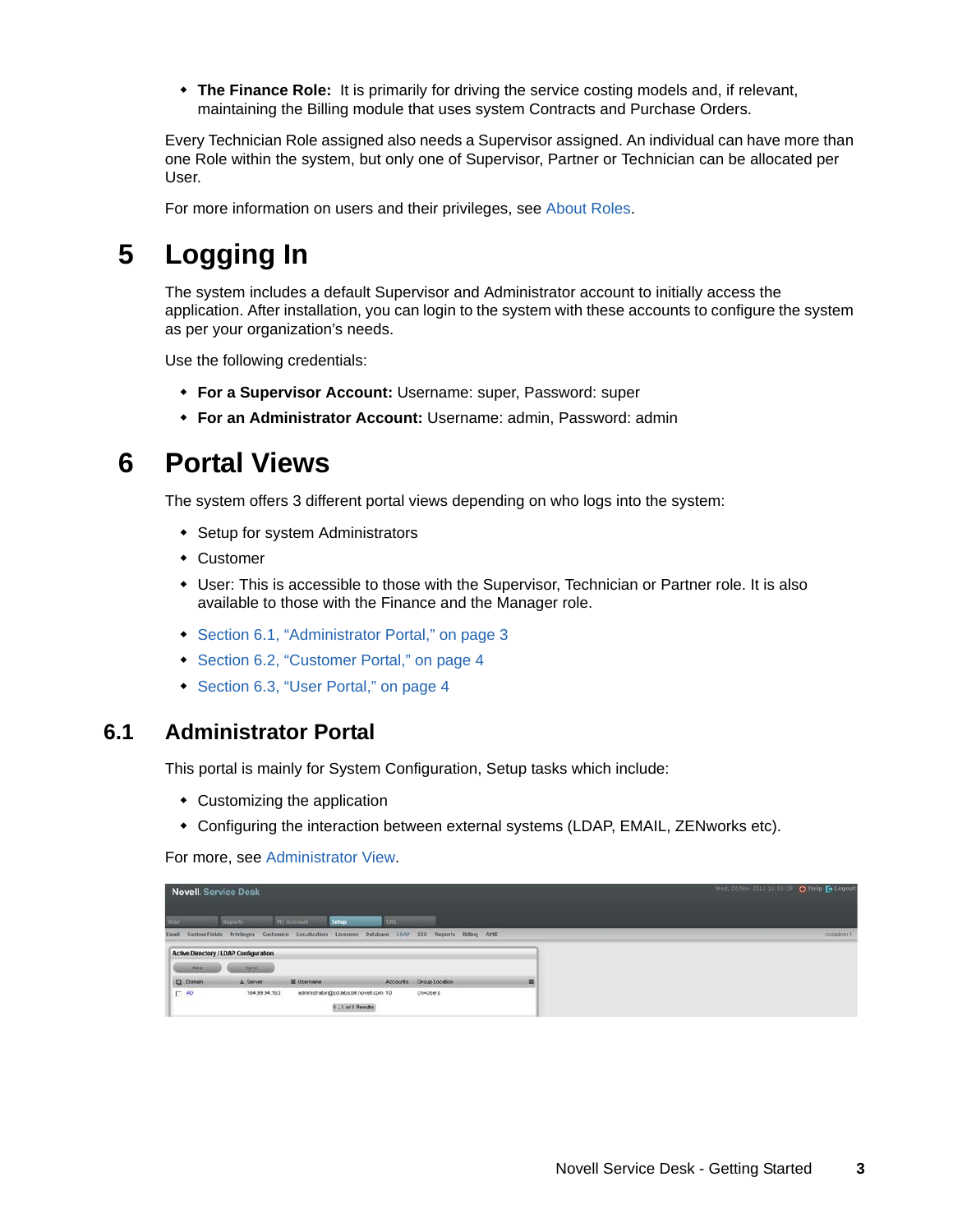* **The Finance Role:** It is primarily for driving the service costing models and, if relevant, maintaining the Billing module that uses system Contracts and Purchase Orders.

Every Technician Role assigned also needs a Supervisor assigned. An individual can have more than one Role within the system, but only one of Supervisor, Partner or Technician can be allocated per User.

For more information on users and their privileges, see About Roles.

# 5 Logging In

The system includes a default Supervisor and Administrator account to initially access the application. After installation, you can login to the system with these accounts to configure the system as per your organization's needs.

Use the following credentials:

* **For a Supervisor Account:** Username: super, Password: super
* **For an Administrator Account:** Username: admin, Password: admin

# 6 Portal Views

The system offers 3 different portal views depending on who logs into the system:

* Setup for system Administrators
* Customer
* User: This is accessible to those with the Supervisor, Technician or Partner role. It is also available to those with the Finance and the Manager role.

* Section 6.1, "Administrator Portal," on page 3
* Section 6.2, "Customer Portal," on page 4
* Section 6.3, "User Portal," on page 4

## 6.1 Administrator Portal

This portal is mainly for System Configuration, Setup tasks which include:

* Customizing the application
* Configuring the interaction between external systems (LDAP, EMAIL, ZENworks etc).

For more, see Administrator View.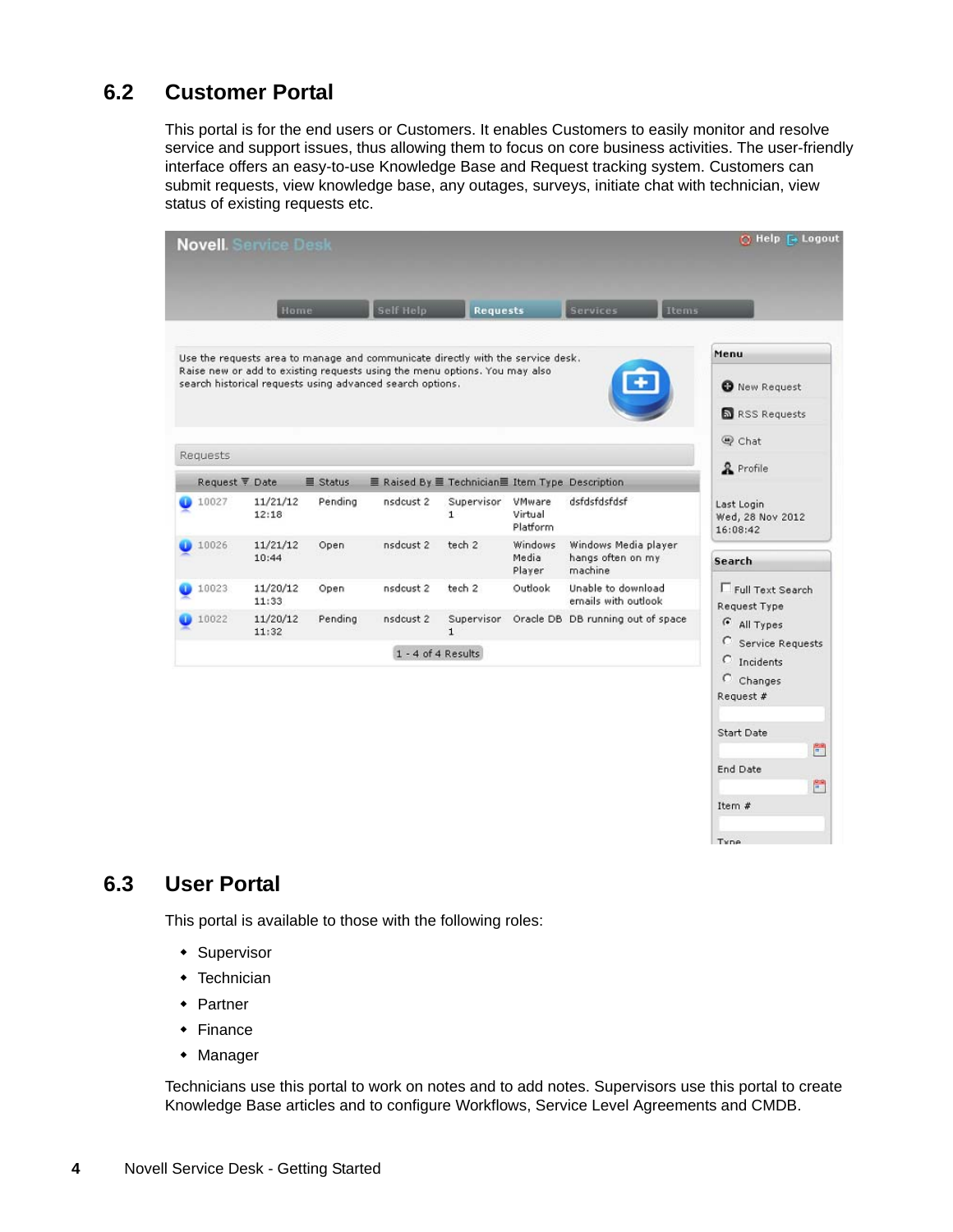## 6.2 Customer Portal

This portal is for the end users or Customers. It enables Customers to easily monitor and resolve service and support issues, thus allowing them to focus on core business activities. The user-friendly interface offers an easy-to-use Knowledge Base and Request tracking system. Customers can submit requests, view knowledge base, any outages, surveys, initiate chat with technician, view status of existing requests etc.

## 6.3 User Portal

This portal is available to those with the following roles:

- Supervisor
- Technician
- Partner
- Finance
- Manager

Technicians use this portal to work on notes and to add notes. Supervisors use this portal to create Knowledge Base articles and to configure Workflows, Service Level Agreements and CMDB.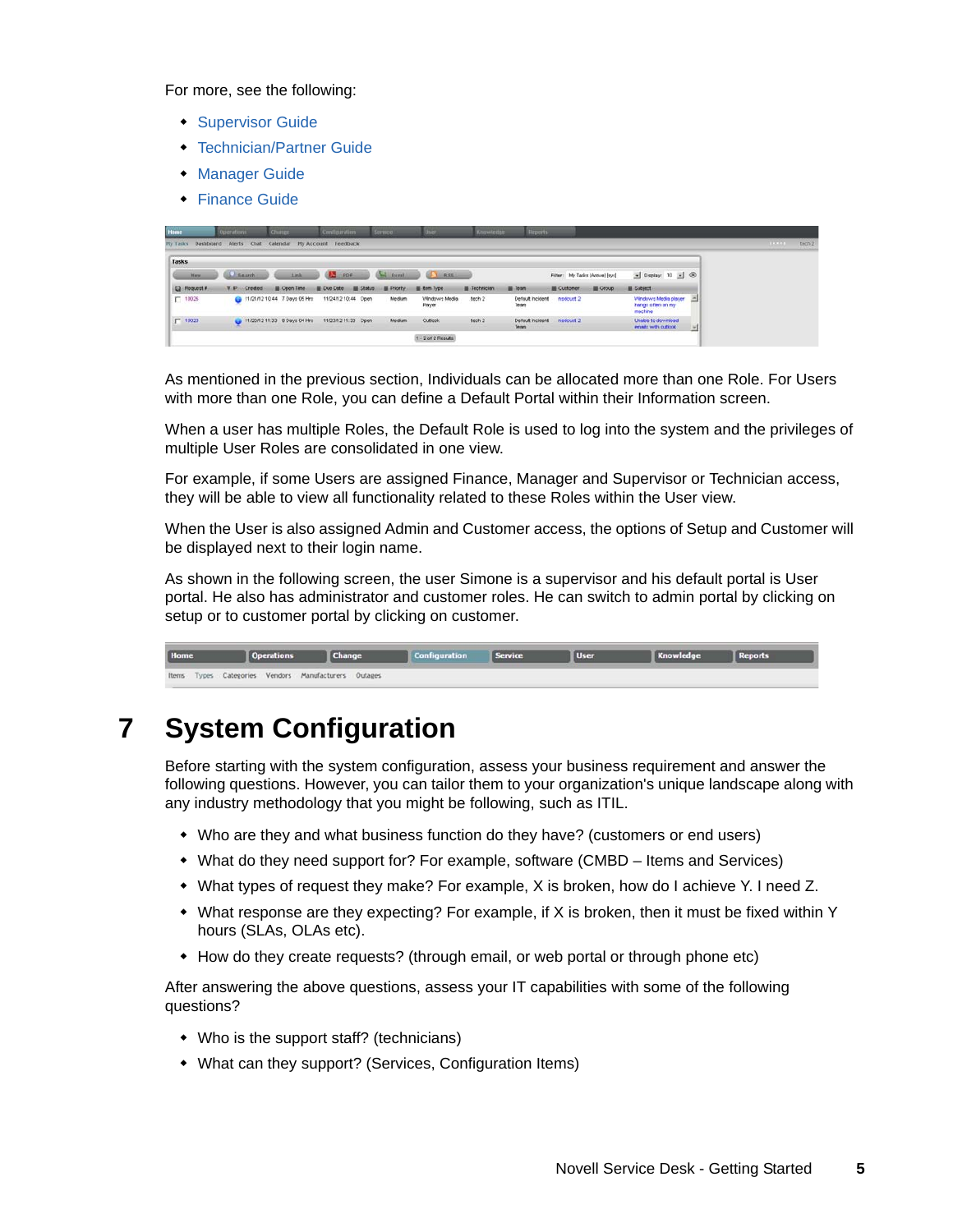For more, see the following:

- Supervisor Guide
- Technician/Partner Guide
- Manager Guide
- Finance Guide

As mentioned in the previous section, Individuals can be allocated more than one Role. For Users with more than one Role, you can define a Default Portal within their Information screen.

When a user has multiple Roles, the Default Role is used to log into the system and the privileges of multiple User Roles are consolidated in one view.

For example, if some Users are assigned Finance, Manager and Supervisor or Technician access, they will be able to view all functionality related to these Roles within the User view.

When the User is also assigned Admin and Customer access, the options of Setup and Customer will be displayed next to their login name.

As shown in the following screen, the user Simone is a supervisor and his default portal is User portal. He also has administrator and customer roles. He can switch to admin portal by clicking on setup or to customer portal by clicking on customer.

# 7 System Configuration

Before starting with the system configuration, assess your business requirement and answer the following questions. However, you can tailor them to your organization's unique landscape along with any industry methodology that you might be following, such as ITIL.

- Who are they and what business function do they have? (customers or end users)
- What do they need support for? For example, software (CMBD – Items and Services)
- What types of request they make? For example, X is broken, how do I achieve Y. I need Z.
- What response are they expecting? For example, if X is broken, then it must be fixed within Y hours (SLAs, OLAs etc).
- How do they create requests? (through email, or web portal or through phone etc)

After answering the above questions, assess your IT capabilities with some of the following questions?

- Who is the support staff? (technicians)
- What can they support? (Services, Configuration Items)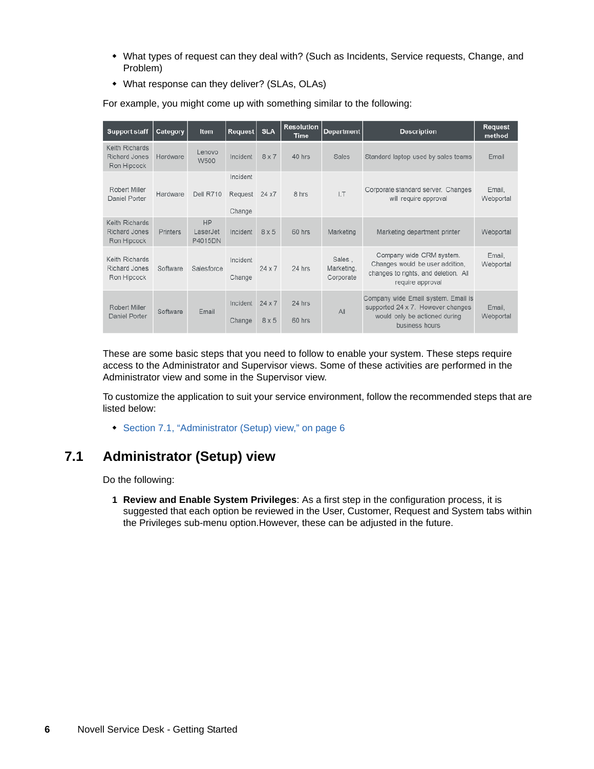- What types of request can they deal with? (Such as Incidents, Service requests, Change, and Problem)
- What response can they deliver? (SLAs, OLAs)

For example, you might come up with something similar to the following:

| Support staff | Category | Item | Request | SLA | Resolution Time | Department | Description | Request method |
|---|---|---|---|---|---|---|---|---|
| Keith Richards Richard Jones Ron Hipcock | Hardware | Lenovo W500 | Incident | 8 x 7 | 40 hrs | Sales | Standard laptop used by sales teams | Email |
| Robert Miller Daniel Porter | Hardware | Dell R710 | Incident Request Change | 24 x7 | 8 hrs | I.T | Corporate standard server. Changes will require approval | Email, Webportal |
| Keith Richards Richard Jones Ron Hipcock | Printers | HP LaserJet P4015DN | Incident | 8 x 5 | 60 hrs | Marketing | Marketing department printer | Webportal |
| Keith Richards Richard Jones Ron Hipcock | Software | Salesforce | Incident Change | 24 x 7 | 24 hrs | Sales , Marketing, Corporate | Company wide CRM system. Changes would be user addition, changes to rights, and deletion. All require approval | Email, Webportal |
| Robert Miller Daniel Porter | Software | Email | Incident Change | 24 x 7 8 x 5 | 24 hrs 60 hrs | All | Company wide Email system. Email is supported 24 x 7. However changes would only be actioned during business hours | Email, Webportal |

These are some basic steps that you need to follow to enable your system. These steps require access to the Administrator and Supervisor views. Some of these activities are performed in the Administrator view and some in the Supervisor view.

To customize the application to suit your service environment, follow the recommended steps that are listed below:

- Section 7.1, “Administrator (Setup) view,” on page 6

## 7.1 Administrator (Setup) view

Do the following:

1. **Review and Enable System Privileges**: As a first step in the configuration process, it is suggested that each option be reviewed in the User, Customer, Request and System tabs within the Privileges sub-menu option.However, these can be adjusted in the future.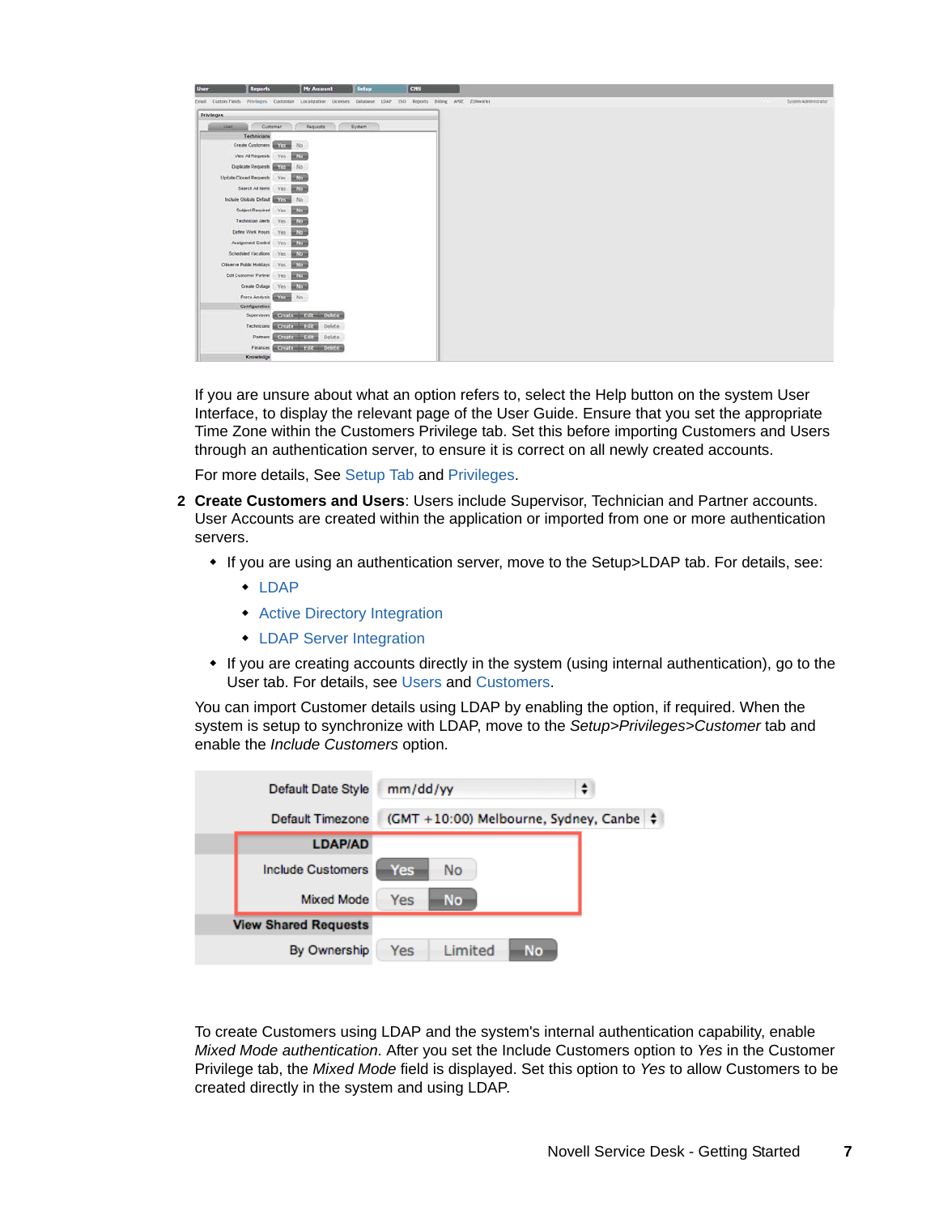If you are unsure about what an option refers to, select the Help button on the system User Interface, to display the relevant page of the User Guide. Ensure that you set the appropriate Time Zone within the Customers Privilege tab. Set this before importing Customers and Users through an authentication server, to ensure it is correct on all newly created accounts.

For more details, See Setup Tab and Privileges.

2 **Create Customers and Users**: Users include Supervisor, Technician and Partner accounts. User Accounts are created within the application or imported from one or more authentication servers.

- If you are using an authentication server, move to the Setup>LDAP tab. For details, see:
    - LDAP
    - Active Directory Integration
    - LDAP Server Integration
- If you are creating accounts directly in the system (using internal authentication), go to the User tab. For details, see Users and Customers.

You can import Customer details using LDAP by enabling the option, if required. When the system is setup to synchronize with LDAP, move to the *Setup>Privileges>Customer* tab and enable the *Include Customers* option.

To create Customers using LDAP and the system's internal authentication capability, enable *Mixed Mode authentication*. After you set the Include Customers option to *Yes* in the Customer Privilege tab, the *Mixed Mode* field is displayed. Set this option to *Yes* to allow Customers to be created directly in the system and using LDAP.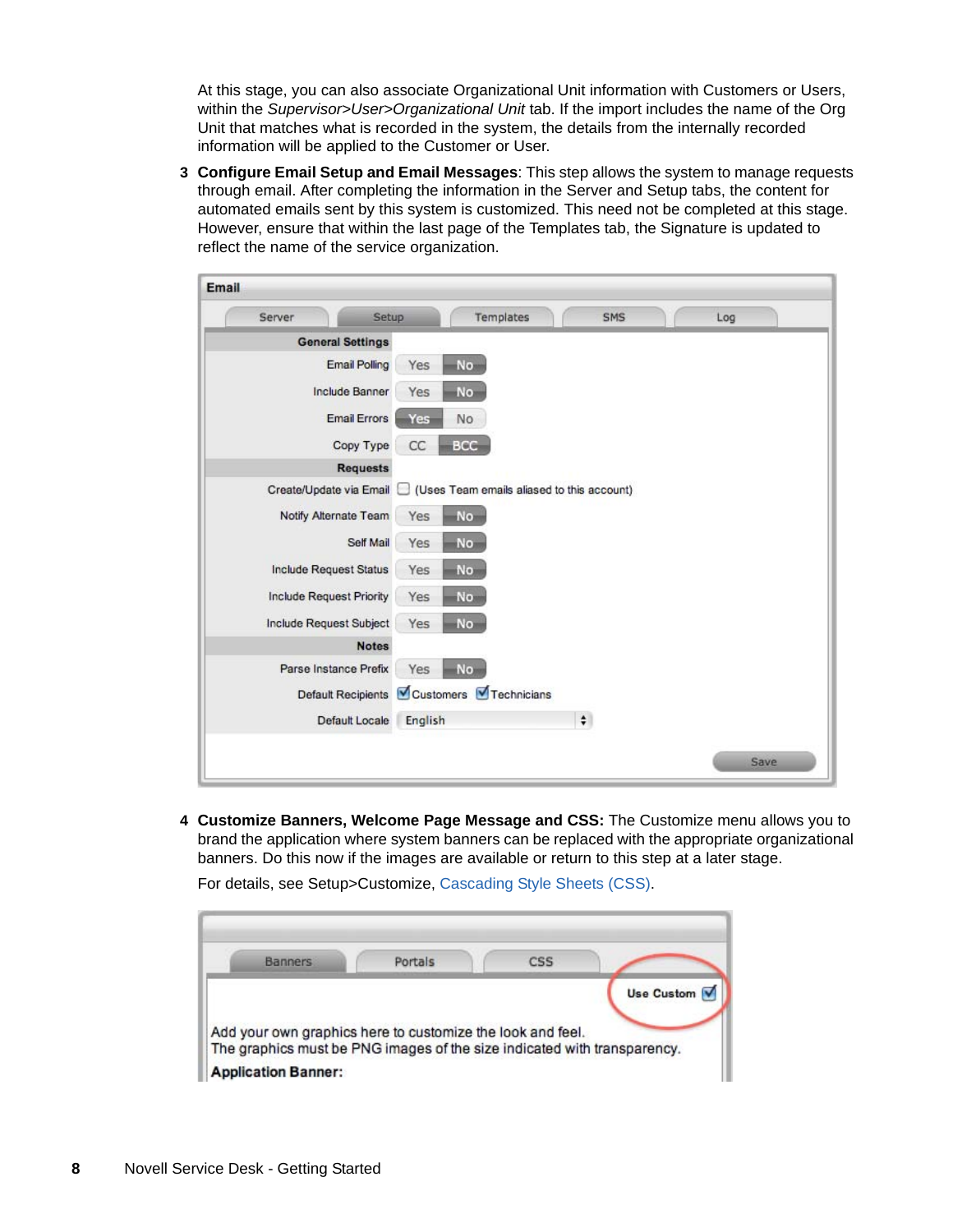At this stage, you can also associate Organizational Unit information with Customers or Users, within the *Supervisor>User>Organizational Unit* tab. If the import includes the name of the Org Unit that matches what is recorded in the system, the details from the internally recorded information will be applied to the Customer or User.

3. **Configure Email Setup and Email Messages**: This step allows the system to manage requests through email. After completing the information in the Server and Setup tabs, the content for automated emails sent by this system is customized. This need not be completed at this stage. However, ensure that within the last page of the Templates tab, the Signature is updated to reflect the name of the service organization.

4. **Customize Banners, Welcome Page Message and CSS:** The Customize menu allows you to brand the application where system banners can be replaced with the appropriate organizational banners. Do this now if the images are available or return to this step at a later stage.

   For details, see Setup>Customize, Cascading Style Sheets (CSS).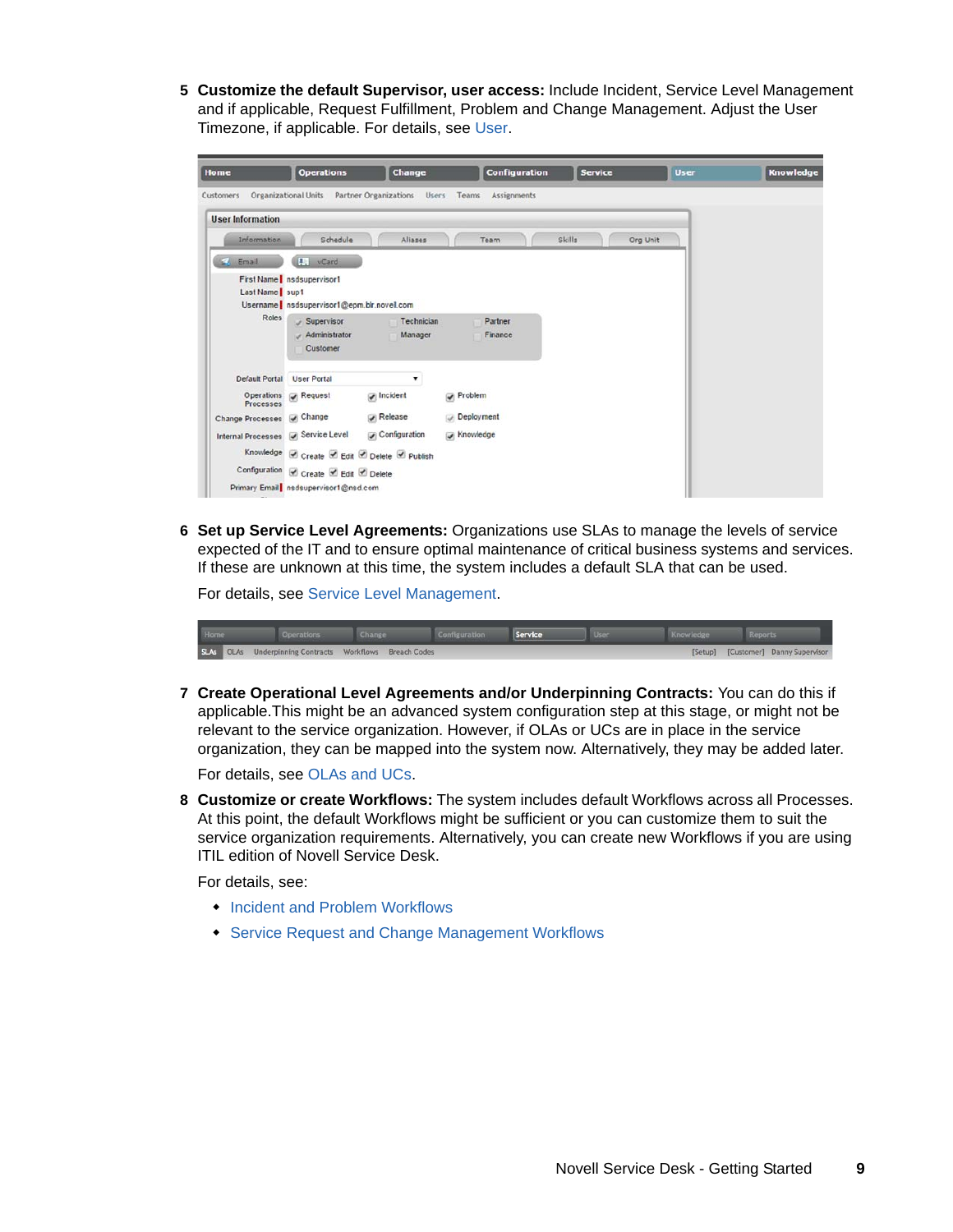5 **Customize the default Supervisor, user access:** Include Incident, Service Level Management and if applicable, Request Fulfillment, Problem and Change Management. Adjust the User Timezone, if applicable. For details, see User.

6 **Set up Service Level Agreements:** Organizations use SLAs to manage the levels of service expected of the IT and to ensure optimal maintenance of critical business systems and services. If these are unknown at this time, the system includes a default SLA that can be used.

For details, see Service Level Management.

7 **Create Operational Level Agreements and/or Underpinning Contracts:** You can do this if applicable.This might be an advanced system configuration step at this stage, or might not be relevant to the service organization. However, if OLAs or UCs are in place in the service organization, they can be mapped into the system now. Alternatively, they may be added later.

For details, see OLAs and UCs.

8 **Customize or create Workflows:** The system includes default Workflows across all Processes. At this point, the default Workflows might be sufficient or you can customize them to suit the service organization requirements. Alternatively, you can create new Workflows if you are using ITIL edition of Novell Service Desk.

For details, see:

- Incident and Problem Workflows
- Service Request and Change Management Workflows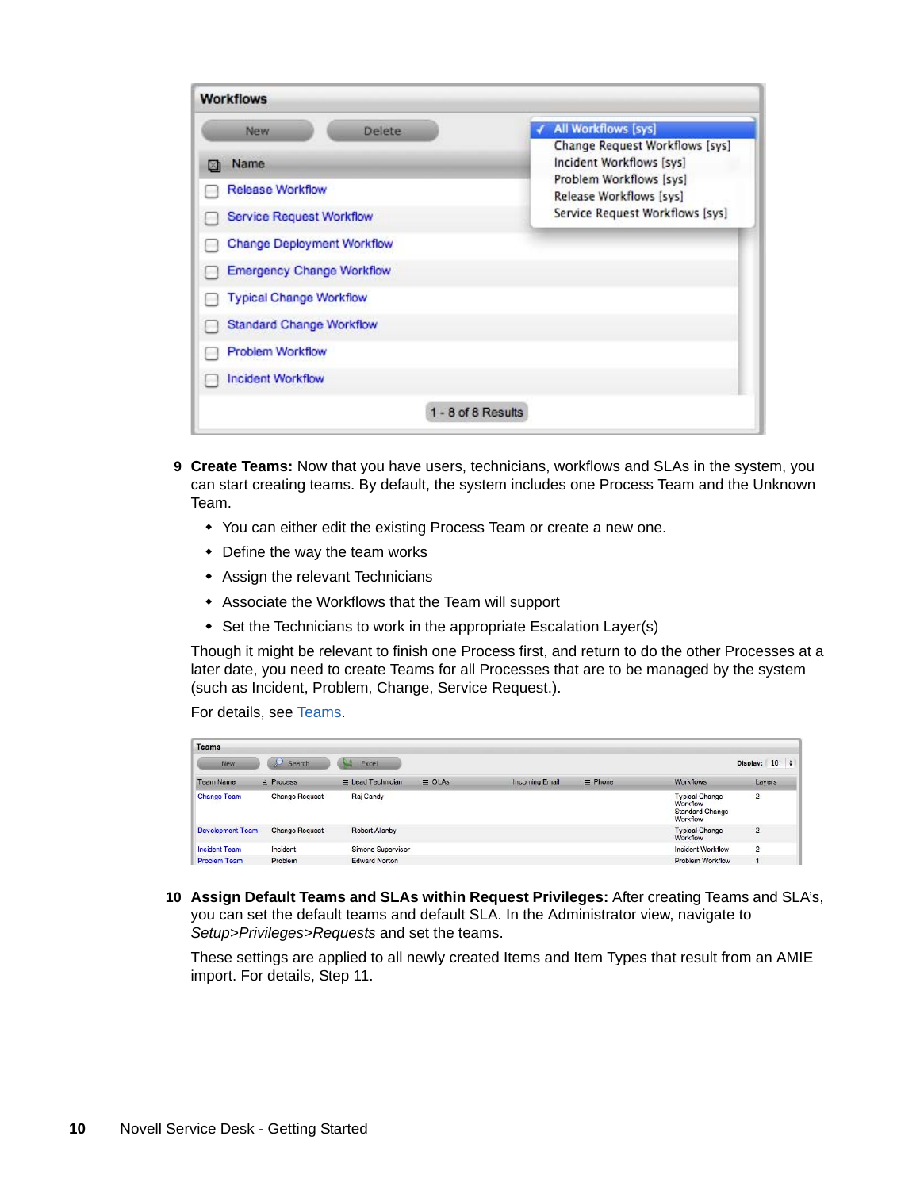**Workflows**

| Name |
|---|
| Release Workflow |
| Service Request Workflow |
| Change Deployment Workflow |
| Emergency Change Workflow |
| Typical Change Workflow |
| Standard Change Workflow |
| Problem Workflow |
| Incident Workflow |

1 - 8 of 8 Results

Filter options: ✓ All Workflows [sys], Change Request Workflows [sys], Incident Workflows [sys], Problem Workflows [sys], Release Workflows [sys], Service Request Workflows [sys]

9 **Create Teams:** Now that you have users, technicians, workflows and SLAs in the system, you can start creating teams. By default, the system includes one Process Team and the Unknown Team.

- You can either edit the existing Process Team or create a new one.
- Define the way the team works
- Assign the relevant Technicians
- Associate the Workflows that the Team will support
- Set the Technicians to work in the appropriate Escalation Layer(s)

Though it might be relevant to finish one Process first, and return to do the other Processes at a later date, you need to create Teams for all Processes that are to be managed by the system (such as Incident, Problem, Change, Service Request.).

For details, see Teams.

**Teams**

| Team Name | Process | Lead Technician | OLAs | Incoming Email | Phone | Workflows | Layers |
|---|---|---|---|---|---|---|---|
| Change Team | Change Request | Raj Candy | | | | Typical Change Workflow, Standard Change Workflow | 2 |
| Development Team | Change Request | Robert Allanby | | | | Typical Change Workflow | 2 |
| Incident Team | Incident | Simone Supervisor | | | | Incident Workflow | 2 |
| Problem Team | Problem | Edward Norton | | | | Problem Workflow | 1 |

10 **Assign Default Teams and SLAs within Request Privileges:** After creating Teams and SLA's, you can set the default teams and default SLA. In the Administrator view, navigate to *Setup>Privileges>Requests* and set the teams.

These settings are applied to all newly created Items and Item Types that result from an AMIE import. For details, Step 11.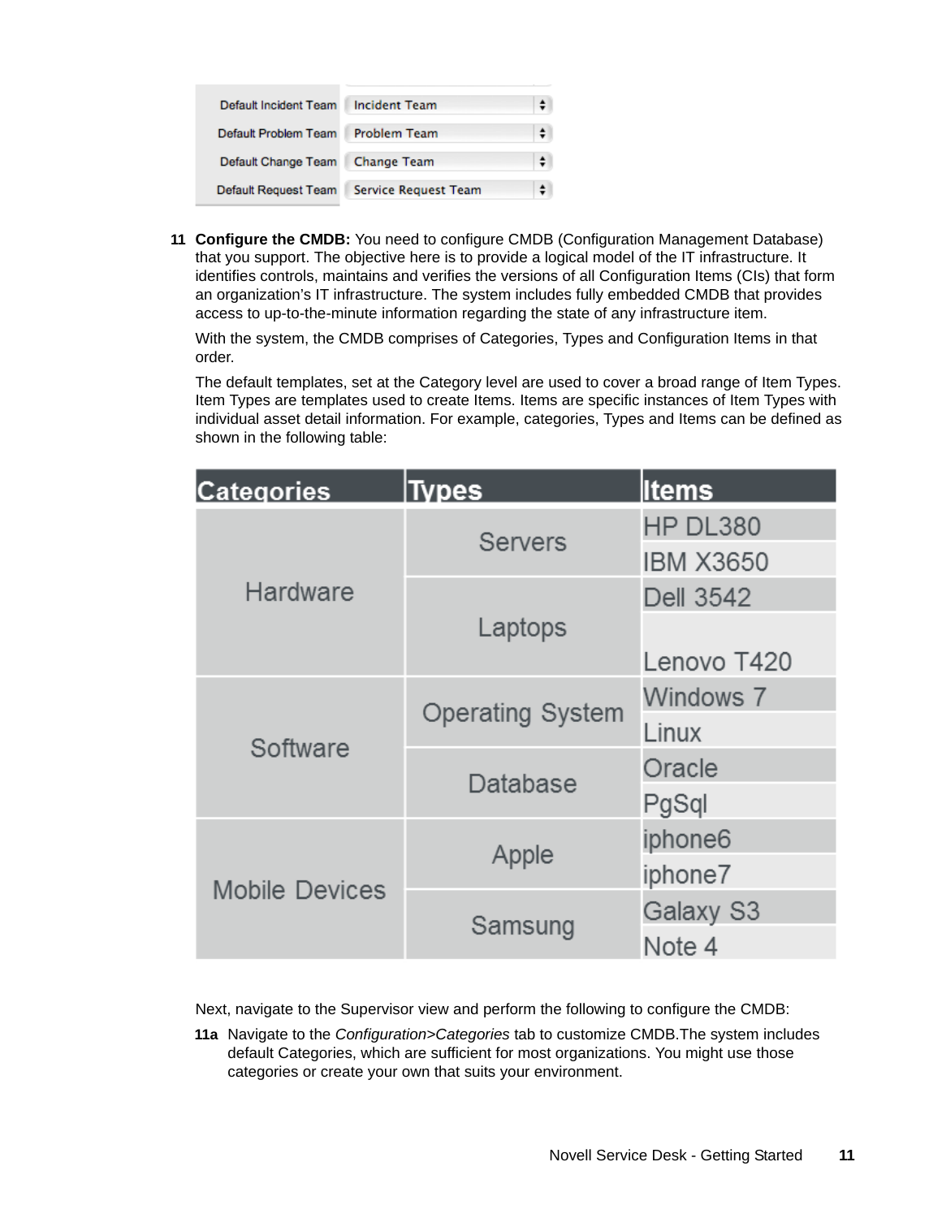| | |
|---|---|
| Default Incident Team | Incident Team |
| Default Problem Team | Problem Team |
| Default Change Team | Change Team |
| Default Request Team | Service Request Team |

**11 Configure the CMDB:** You need to configure CMDB (Configuration Management Database) that you support. The objective here is to provide a logical model of the IT infrastructure. It identifies controls, maintains and verifies the versions of all Configuration Items (CIs) that form an organization's IT infrastructure. The system includes fully embedded CMDB that provides access to up-to-the-minute information regarding the state of any infrastructure item.

With the system, the CMDB comprises of Categories, Types and Configuration Items in that order.

The default templates, set at the Category level are used to cover a broad range of Item Types. Item Types are templates used to create Items. Items are specific instances of Item Types with individual asset detail information. For example, categories, Types and Items can be defined as shown in the following table:

| Categories | Types | Items |
|---|---|---|
| Hardware | Servers | HP DL380 |
| | | IBM X3650 |
| | Laptops | Dell 3542 |
| | | Lenovo T420 |
| Software | Operating System | Windows 7 |
| | | Linux |
| | Database | Oracle |
| | | PgSql |
| Mobile Devices | Apple | iphone6 |
| | | iphone7 |
| | Samsung | Galaxy S3 |
| | | Note 4 |

Next, navigate to the Supervisor view and perform the following to configure the CMDB:

**11a** Navigate to the *Configuration>Categories* tab to customize CMDB.The system includes default Categories, which are sufficient for most organizations. You might use those categories or create your own that suits your environment.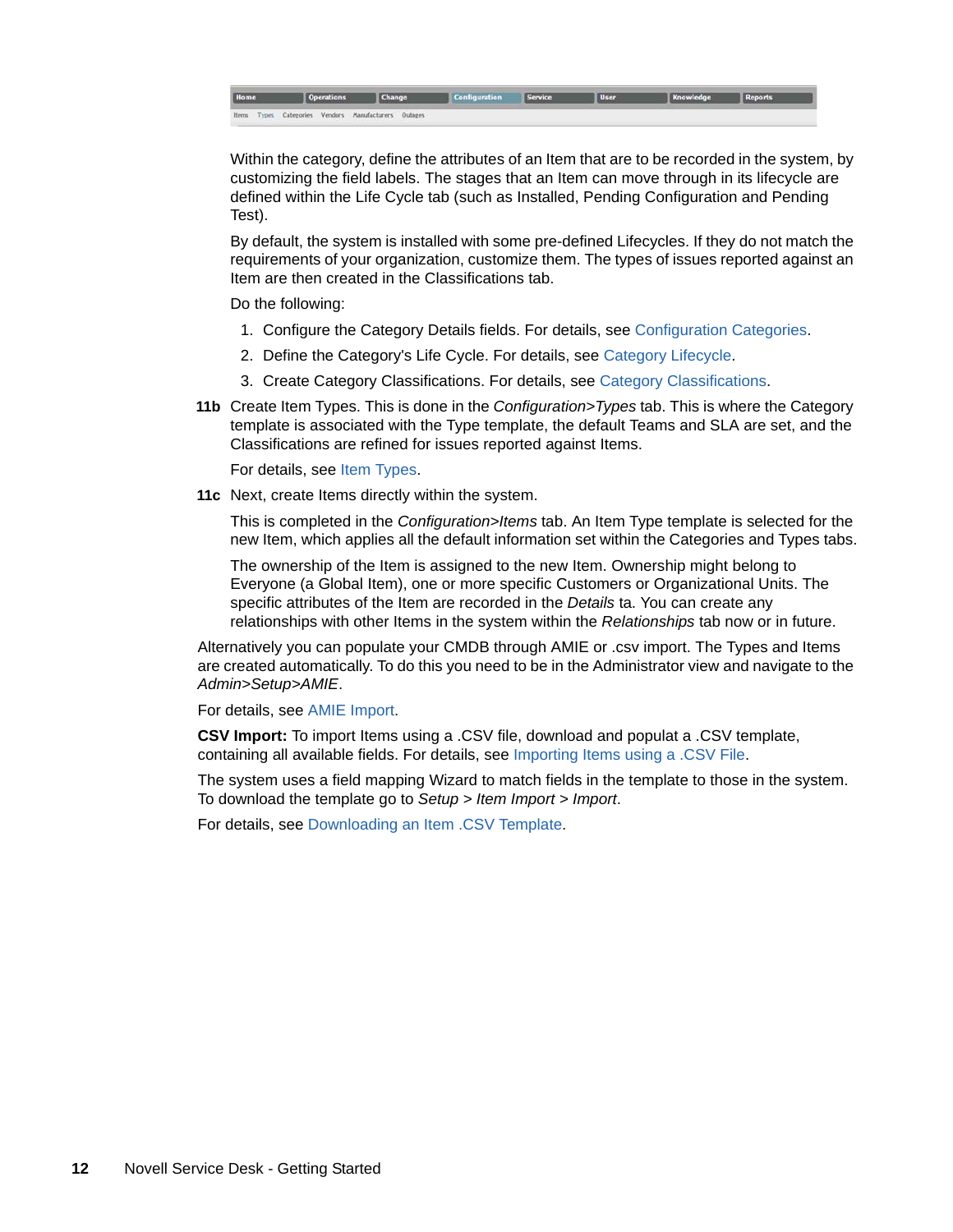Within the category, define the attributes of an Item that are to be recorded in the system, by customizing the field labels. The stages that an Item can move through in its lifecycle are defined within the Life Cycle tab (such as Installed, Pending Configuration and Pending Test).

By default, the system is installed with some pre-defined Lifecycles. If they do not match the requirements of your organization, customize them. The types of issues reported against an Item are then created in the Classifications tab.

Do the following:

1. Configure the Category Details fields. For details, see Configuration Categories.
2. Define the Category's Life Cycle. For details, see Category Lifecycle.
3. Create Category Classifications. For details, see Category Classifications.

**11b** Create Item Types. This is done in the *Configuration>Types* tab. This is where the Category template is associated with the Type template, the default Teams and SLA are set, and the Classifications are refined for issues reported against Items.

For details, see Item Types.

**11c** Next, create Items directly within the system.

This is completed in the *Configuration>Items* tab. An Item Type template is selected for the new Item, which applies all the default information set within the Categories and Types tabs.

The ownership of the Item is assigned to the new Item. Ownership might belong to Everyone (a Global Item), one or more specific Customers or Organizational Units. The specific attributes of the Item are recorded in the *Details* ta. You can create any relationships with other Items in the system within the *Relationships* tab now or in future.

Alternatively you can populate your CMDB through AMIE or .csv import. The Types and Items are created automatically. To do this you need to be in the Administrator view and navigate to the *Admin>Setup>AMIE*.

For details, see AMIE Import.

**CSV Import:** To import Items using a .CSV file, download and populat a .CSV template, containing all available fields. For details, see Importing Items using a .CSV File.

The system uses a field mapping Wizard to match fields in the template to those in the system. To download the template go to *Setup > Item Import > Import*.

For details, see Downloading an Item .CSV Template.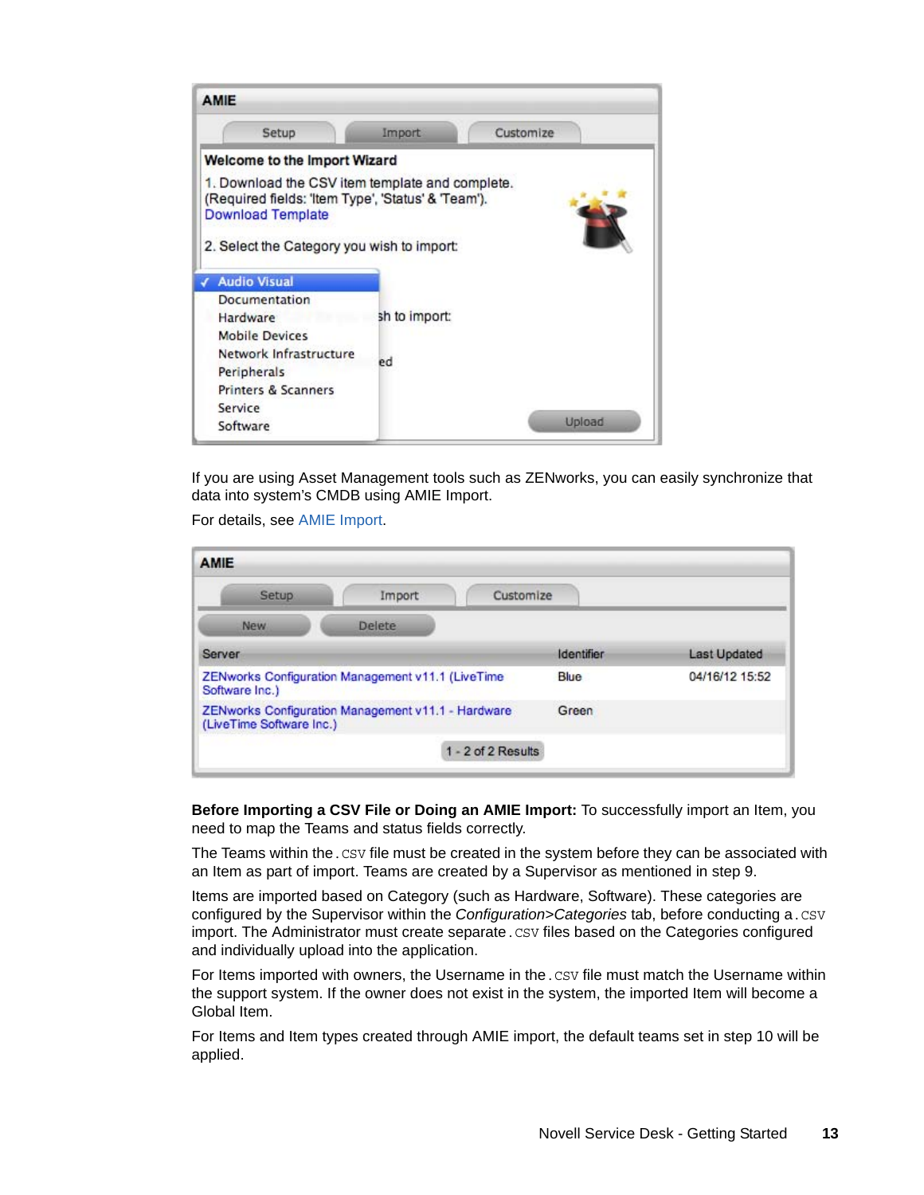If you are using Asset Management tools such as ZENworks, you can easily synchronize that data into system's CMDB using AMIE Import.

For details, see AMIE Import.

**Before Importing a CSV File or Doing an AMIE Import:** To successfully import an Item, you need to map the Teams and status fields correctly.

The Teams within the `.csv` file must be created in the system before they can be associated with an Item as part of import. Teams are created by a Supervisor as mentioned in step 9.

Items are imported based on Category (such as Hardware, Software). These categories are configured by the Supervisor within the *Configuration>Categories* tab, before conducting a `.csv` import. The Administrator must create separate `.csv` files based on the Categories configured and individually upload into the application.

For Items imported with owners, the Username in the `.csv` file must match the Username within the support system. If the owner does not exist in the system, the imported Item will become a Global Item.

For Items and Item types created through AMIE import, the default teams set in step 10 will be applied.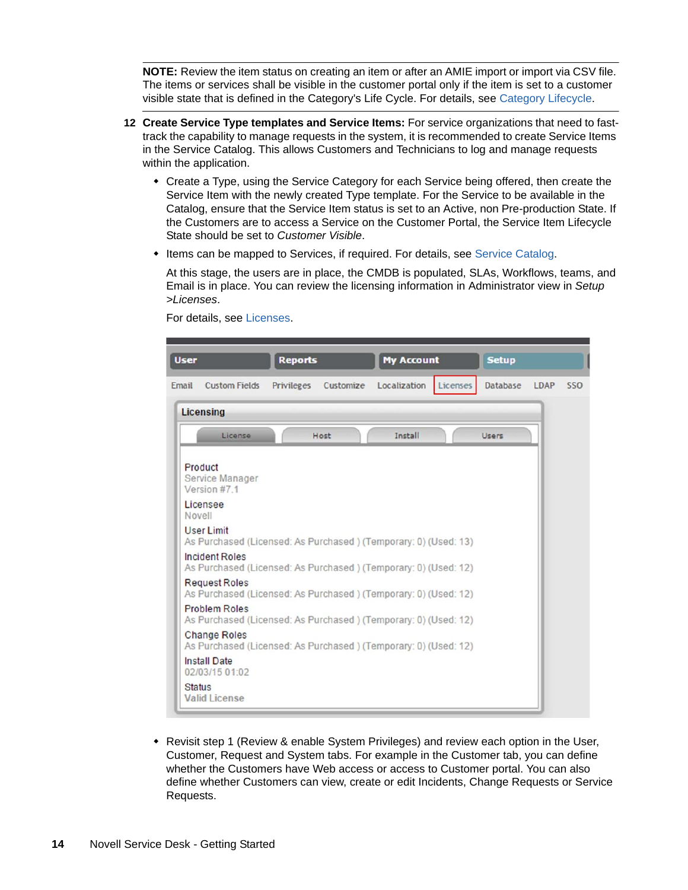**NOTE:** Review the item status on creating an item or after an AMIE import or import via CSV file. The items or services shall be visible in the customer portal only if the item is set to a customer visible state that is defined in the Category's Life Cycle. For details, see Category Lifecycle.

12 **Create Service Type templates and Service Items:** For service organizations that need to fast-track the capability to manage requests in the system, it is recommended to create Service Items in the Service Catalog. This allows Customers and Technicians to log and manage requests within the application.

- Create a Type, using the Service Category for each Service being offered, then create the Service Item with the newly created Type template. For the Service to be available in the Catalog, ensure that the Service Item status is set to an Active, non Pre-production State. If the Customers are to access a Service on the Customer Portal, the Service Item Lifecycle State should be set to *Customer Visible*.
- Items can be mapped to Services, if required. For details, see Service Catalog.

  At this stage, the users are in place, the CMDB is populated, SLAs, Workflows, teams, and Email is in place. You can review the licensing information in Administrator view in *Setup >Licenses*.

  For details, see Licenses.

  User | Reports | My Account | Setup

  Email | Custom Fields | Privileges | Customize | Localization | Licenses | Database | LDAP | SSO

  Licensing

  License | Host | Install | Users

  Product
  Service Manager
  Version #7.1

  Licensee
  Novell

  User Limit
  As Purchased (Licensed: As Purchased ) (Temporary: 0) (Used: 13)

  Incident Roles
  As Purchased (Licensed: As Purchased ) (Temporary: 0) (Used: 12)

  Request Roles
  As Purchased (Licensed: As Purchased ) (Temporary: 0) (Used: 12)

  Problem Roles
  As Purchased (Licensed: As Purchased ) (Temporary: 0) (Used: 12)

  Change Roles
  As Purchased (Licensed: As Purchased ) (Temporary: 0) (Used: 12)

  Install Date
  02/03/15 01:02

  Status
  Valid License

- Revisit step 1 (Review & enable System Privileges) and review each option in the User, Customer, Request and System tabs. For example in the Customer tab, you can define whether the Customers have Web access or access to Customer portal. You can also define whether Customers can view, create or edit Incidents, Change Requests or Service Requests.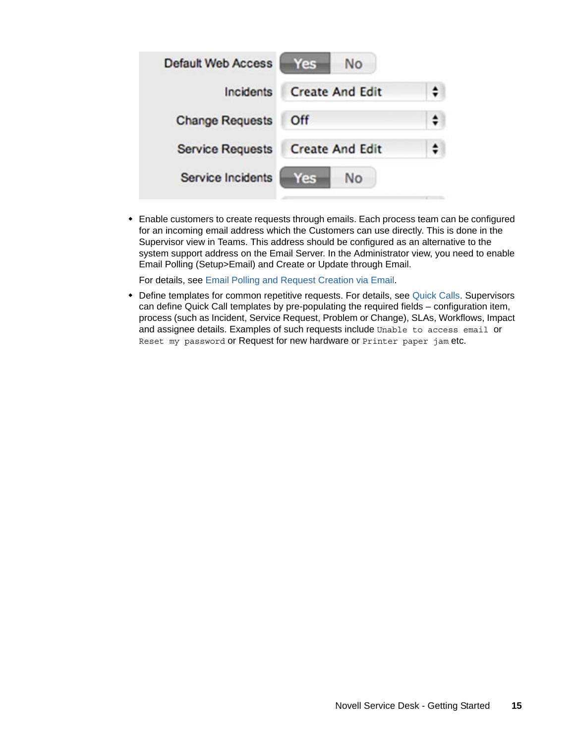| Default Web Access | Yes / No |
| --- | --- |
| Incidents | Create And Edit |
| Change Requests | Off |
| Service Requests | Create And Edit |
| Service Incidents | Yes / No |

- Enable customers to create requests through emails. Each process team can be configured for an incoming email address which the Customers can use directly. This is done in the Supervisor view in Teams. This address should be configured as an alternative to the system support address on the Email Server. In the Administrator view, you need to enable Email Polling (Setup>Email) and Create or Update through Email.

  For details, see Email Polling and Request Creation via Email.

- Define templates for common repetitive requests. For details, see Quick Calls. Supervisors can define Quick Call templates by pre-populating the required fields – configuration item, process (such as Incident, Service Request, Problem or Change), SLAs, Workflows, Impact and assignee details. Examples of such requests include `Unable to access email` or `Reset my password` or Request for new hardware or `Printer paper jam` etc.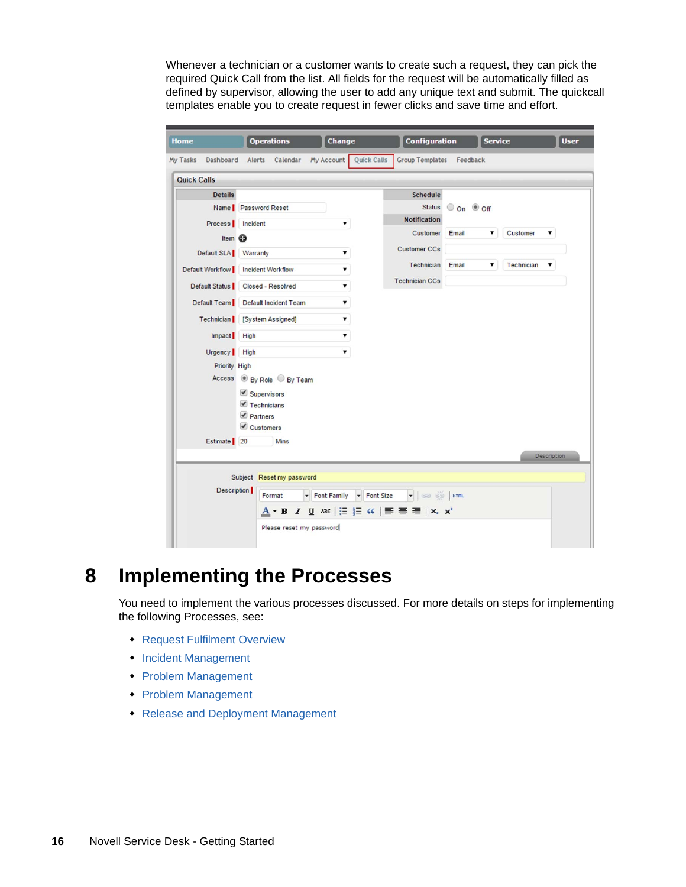Whenever a technician or a customer wants to create such a request, they can pick the required Quick Call from the list. All fields for the request will be automatically filled as defined by supervisor, allowing the user to add any unique text and submit. The quickcall templates enable you to create request in fewer clicks and save time and effort.

# 8 Implementing the Processes

You need to implement the various processes discussed. For more details on steps for implementing the following Processes, see:

- Request Fulfilment Overview
- Incident Management
- Problem Management
- Problem Management
- Release and Deployment Management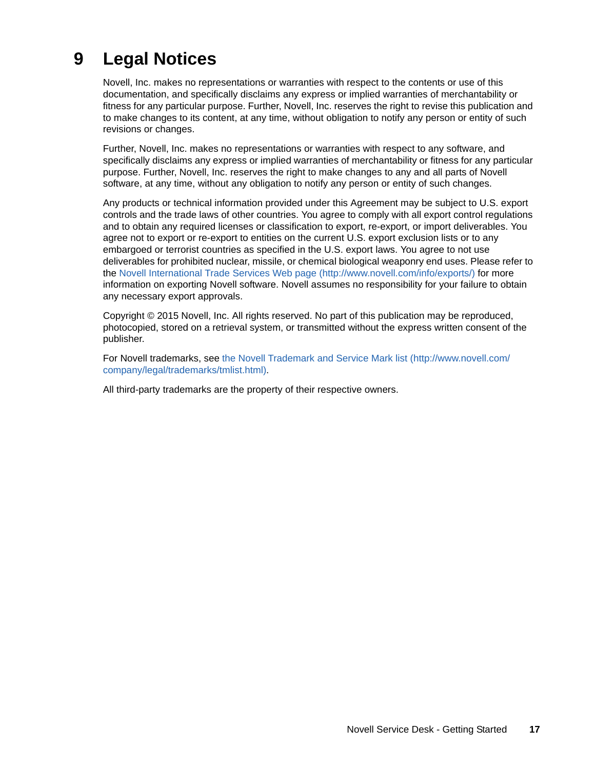# 9 Legal Notices

Novell, Inc. makes no representations or warranties with respect to the contents or use of this documentation, and specifically disclaims any express or implied warranties of merchantability or fitness for any particular purpose. Further, Novell, Inc. reserves the right to revise this publication and to make changes to its content, at any time, without obligation to notify any person or entity of such revisions or changes.

Further, Novell, Inc. makes no representations or warranties with respect to any software, and specifically disclaims any express or implied warranties of merchantability or fitness for any particular purpose. Further, Novell, Inc. reserves the right to make changes to any and all parts of Novell software, at any time, without any obligation to notify any person or entity of such changes.

Any products or technical information provided under this Agreement may be subject to U.S. export controls and the trade laws of other countries. You agree to comply with all export control regulations and to obtain any required licenses or classification to export, re-export, or import deliverables. You agree not to export or re-export to entities on the current U.S. export exclusion lists or to any embargoed or terrorist countries as specified in the U.S. export laws. You agree to not use deliverables for prohibited nuclear, missile, or chemical biological weaponry end uses. Please refer to the Novell International Trade Services Web page (http://www.novell.com/info/exports/) for more information on exporting Novell software. Novell assumes no responsibility for your failure to obtain any necessary export approvals.

Copyright © 2015 Novell, Inc. All rights reserved. No part of this publication may be reproduced, photocopied, stored on a retrieval system, or transmitted without the express written consent of the publisher.

For Novell trademarks, see the Novell Trademark and Service Mark list (http://www.novell.com/company/legal/trademarks/tmlist.html).

All third-party trademarks are the property of their respective owners.